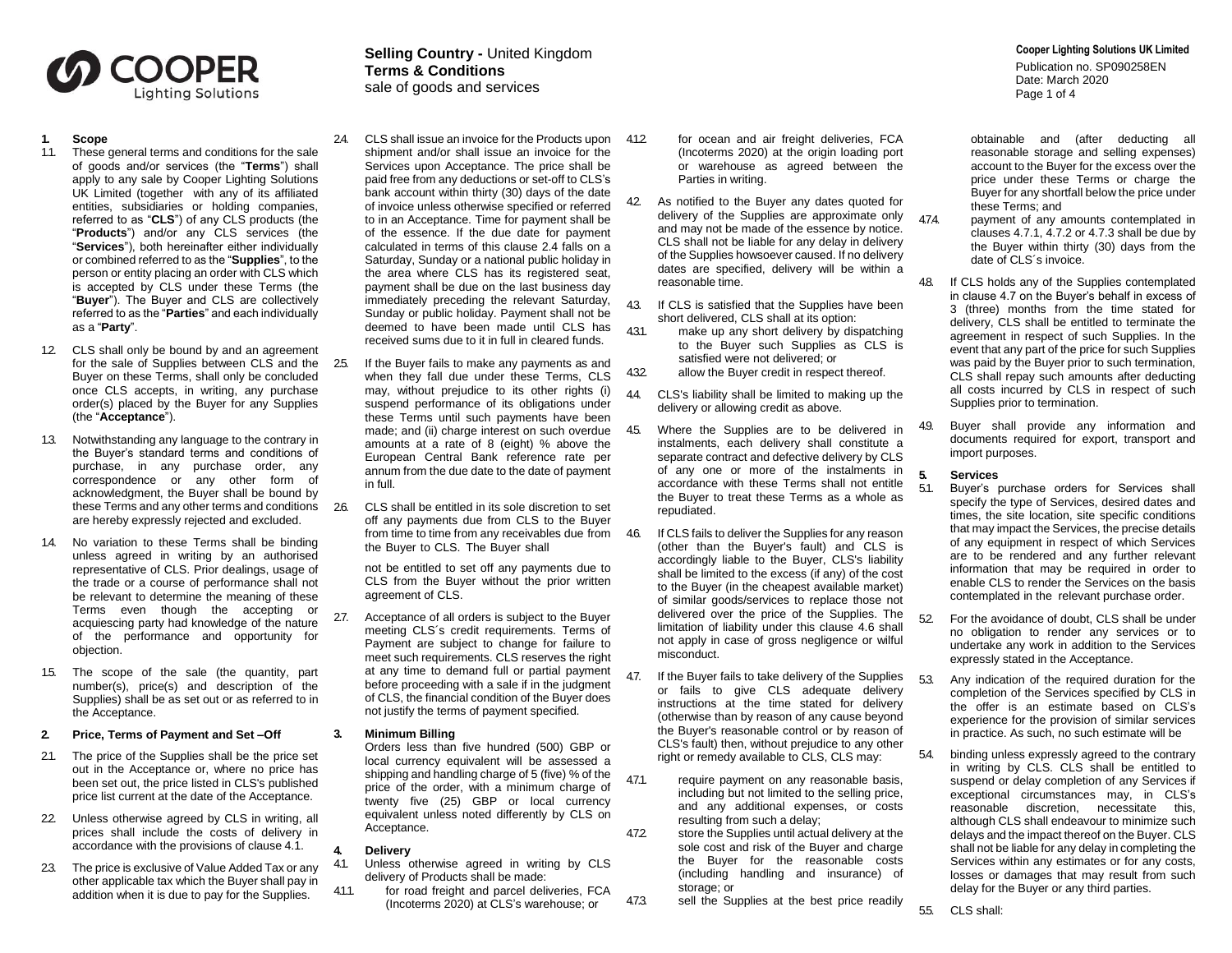**Selling Country -** United Kingdom
**Terms & Conditions**
sale of goods and services

**Cooper Lighting Solutions UK Limited**
Publication no. SP090258EN
Date: March 2020

## 1. Scope

1.1. These general terms and conditions for the sale of goods and/or services (the "**Terms**") shall apply to any sale by Cooper Lighting Solutions UK Limited (together with any of its affiliated entities, subsidiaries or holding companies, referred to as "**CLS**") of any CLS products (the "**Products**") and/or any CLS services (the "**Services**"), both hereinafter either individually or combined referred to as the "**Supplies**", to the person or entity placing an order with CLS which is accepted by CLS under these Terms (the "**Buyer**"). The Buyer and CLS are collectively referred to as the "**Parties**" and each individually as a "**Party**".

1.2. CLS shall only be bound by and an agreement for the sale of Supplies between CLS and the Buyer on these Terms, shall only be concluded once CLS accepts, in writing, any purchase order(s) placed by the Buyer for any Supplies (the "**Acceptance**").

1.3. Notwithstanding any language to the contrary in the Buyer's standard terms and conditions of purchase, in any purchase order, any correspondence or any other form of acknowledgment, the Buyer shall be bound by these Terms and any other terms and conditions are hereby expressly rejected and excluded.

1.4. No variation to these Terms shall be binding unless agreed in writing by an authorised representative of CLS. Prior dealings, usage of the trade or a course of performance shall not be relevant to determine the meaning of these Terms even though the accepting or acquiescing party had knowledge of the nature of the performance and opportunity for objection.

1.5. The scope of the sale (the quantity, part number(s), price(s) and description of the Supplies) shall be as set out or as referred to in the Acceptance.

## 2. Price, Terms of Payment and Set –Off

2.1. The price of the Supplies shall be the price set out in the Acceptance or, where no price has been set out, the price listed in CLS's published price list current at the date of the Acceptance.

2.2. Unless otherwise agreed by CLS in writing, all prices shall include the costs of delivery in accordance with the provisions of clause 4.1.

2.3. The price is exclusive of Value Added Tax or any other applicable tax which the Buyer shall pay in addition when it is due to pay for the Supplies.

2.4. CLS shall issue an invoice for the Products upon shipment and/or shall issue an invoice for the Services upon Acceptance. The price shall be paid free from any deductions or set-off to CLS's bank account within thirty (30) days of the date of invoice unless otherwise specified or referred to in an Acceptance. Time for payment shall be of the essence. If the due date for payment calculated in terms of this clause 2.4 falls on a Saturday, Sunday or a national public holiday in the area where CLS has its registered seat, payment shall be due on the last business day immediately preceding the relevant Saturday, Sunday or public holiday. Payment shall not be deemed to have been made until CLS has received sums due to it in full in cleared funds.

2.5. If the Buyer fails to make any payments as and when they fall due under these Terms, CLS may, without prejudice to its other rights (i) suspend performance of its obligations under these Terms until such payments have been made; and (ii) charge interest on such overdue amounts at a rate of 8 (eight) % above the European Central Bank reference rate per annum from the due date to the date of payment in full.

2.6. CLS shall be entitled in its sole discretion to set off any payments due from CLS to the Buyer from time to time from any receivables due from the Buyer to CLS. The Buyer shall not be entitled to set off any payments due to CLS from the Buyer without the prior written agreement of CLS.

2.7. Acceptance of all orders is subject to the Buyer meeting CLS´s credit requirements. Terms of Payment are subject to change for failure to meet such requirements. CLS reserves the right at any time to demand full or partial payment before proceeding with a sale if in the judgment of CLS, the financial condition of the Buyer does not justify the terms of payment specified.

## 3. Minimum Billing

Orders less than five hundred (500) GBP or local currency equivalent will be assessed a shipping and handling charge of 5 (five) % of the price of the order, with a minimum charge of twenty five (25) GBP or local currency equivalent unless noted differently by CLS on Acceptance.

## 4. Delivery

4.1. Unless otherwise agreed in writing by CLS delivery of Products shall be made:

4.1.1. for road freight and parcel deliveries, FCA (Incoterms 2020) at CLS's warehouse; or

4.1.2. for ocean and air freight deliveries, FCA (Incoterms 2020) at the origin loading port or warehouse as agreed between the Parties in writing.

4.2. As notified to the Buyer any dates quoted for delivery of the Supplies are approximate only and may not be made of the essence by notice. CLS shall not be liable for any delay in delivery of the Supplies howsoever caused. If no delivery dates are specified, delivery will be within a reasonable time.

4.3. If CLS is satisfied that the Supplies have been short delivered, CLS shall at its option:

4.3.1. make up any short delivery by dispatching to the Buyer such Supplies as CLS is satisfied were not delivered; or

4.3.2. allow the Buyer credit in respect thereof.

4.4. CLS's liability shall be limited to making up the delivery or allowing credit as above.

4.5. Where the Supplies are to be delivered in instalments, each delivery shall constitute a separate contract and defective delivery by CLS of any one or more of the instalments in accordance with these Terms shall not entitle the Buyer to treat these Terms as a whole as repudiated.

4.6. If CLS fails to deliver the Supplies for any reason (other than the Buyer's fault) and CLS is accordingly liable to the Buyer, CLS's liability shall be limited to the excess (if any) of the cost to the Buyer (in the cheapest available market) of similar goods/services to replace those not delivered over the price of the Supplies. The limitation of liability under this clause 4.6 shall not apply in case of gross negligence or wilful misconduct.

4.7. If the Buyer fails to take delivery of the Supplies or fails to give CLS adequate delivery instructions at the time stated for delivery (otherwise than by reason of any cause beyond the Buyer's reasonable control or by reason of CLS's fault) then, without prejudice to any other right or remedy available to CLS, CLS may:

4.7.1. require payment on any reasonable basis, including but not limited to the selling price, and any additional expenses, or costs resulting from such a delay;

4.7.2. store the Supplies until actual delivery at the sole cost and risk of the Buyer and charge the Buyer for the reasonable costs (including handling and insurance) of storage; or

4.7.3. sell the Supplies at the best price readily obtainable and (after deducting all reasonable storage and selling expenses) account to the Buyer for the excess over the price under these Terms or charge the Buyer for any shortfall below the price under these Terms; and

4.7.4. payment of any amounts contemplated in clauses 4.7.1, 4.7.2 or 4.7.3 shall be due by the Buyer within thirty (30) days from the date of CLS´s invoice.

4.8. If CLS holds any of the Supplies contemplated in clause 4.7 on the Buyer's behalf in excess of 3 (three) months from the time stated for delivery, CLS shall be entitled to terminate the agreement in respect of such Supplies. In the event that any part of the price for such Supplies was paid by the Buyer prior to such termination, CLS shall repay such amounts after deducting all costs incurred by CLS in respect of such Supplies prior to termination.

4.9. Buyer shall provide any information and documents required for export, transport and import purposes.

## 5. Services

5.1. Buyer's purchase orders for Services shall specify the type of Services, desired dates and times, the site location, site specific conditions that may impact the Services, the precise details of any equipment in respect of which Services are to be rendered and any further relevant information that may be required in order to enable CLS to render the Services on the basis contemplated in the relevant purchase order.

5.2. For the avoidance of doubt, CLS shall be under no obligation to render any services or to undertake any work in addition to the Services expressly stated in the Acceptance.

5.3. Any indication of the required duration for the completion of the Services specified by CLS in the offer is an estimate based on CLS's experience for the provision of similar services in practice. As such, no such estimate will be binding unless expressly agreed to the contrary in writing by CLS. CLS shall be entitled to suspend or delay completion of any Services if exceptional circumstances may, in CLS's reasonable discretion, necessitate this, although CLS shall endeavour to minimize such delays and the impact thereof on the Buyer. CLS shall not be liable for any delay in completing the Services within any estimates or for any costs, losses or damages that may result from such delay for the Buyer or any third parties.

5.5. CLS shall: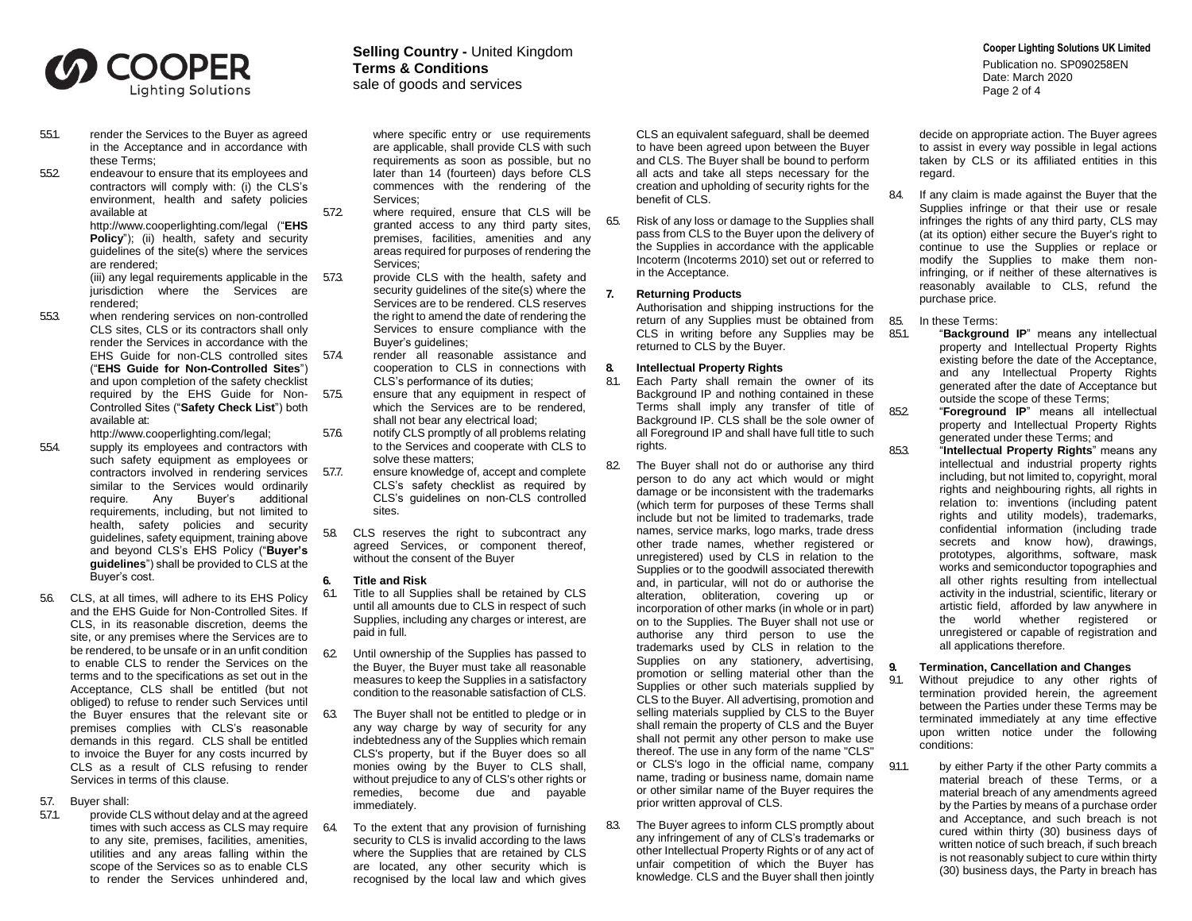5.5.1. render the Services to the Buyer as agreed in the Acceptance and in accordance with these Terms;

5.5.2. endeavour to ensure that its employees and contractors will comply with: (i) the CLS's environment, health and safety policies available at http://www.cooperlighting.com/legal ("**EHS Policy**"); (ii) health, safety and security guidelines of the site(s) where the services are rendered; (iii) any legal requirements applicable in the jurisdiction where the Services are rendered;

5.5.3. when rendering services on non-controlled CLS sites, CLS or its contractors shall only render the Services in accordance with the EHS Guide for non-CLS controlled sites ("**EHS Guide for Non-Controlled Sites**") and upon completion of the safety checklist required by the EHS Guide for Non-Controlled Sites ("**Safety Check List**") both available at: http://www.cooperlighting.com/legal;

5.5.4. supply its employees and contractors with such safety equipment as employees or contractors involved in rendering services similar to the Services would ordinarily require. Any Buyer's additional requirements, including, but not limited to health, safety policies and security guidelines, safety equipment, training above and beyond CLS's EHS Policy ("**Buyer's guidelines**") shall be provided to CLS at the Buyer's cost.

5.6. CLS, at all times, will adhere to its EHS Policy and the EHS Guide for Non-Controlled Sites. If CLS, in its reasonable discretion, deems the site, or any premises where the Services are to be rendered, to be unsafe or in an unfit condition to enable CLS to render the Services on the terms and to the specifications as set out in the Acceptance, CLS shall be entitled (but not obliged) to refuse to render such Services until the Buyer ensures that the relevant site or premises complies with CLS's reasonable demands in this regard. CLS shall be entitled to invoice the Buyer for any costs incurred by CLS as a result of CLS refusing to render Services in terms of this clause.

5.7. Buyer shall:

5.7.1. provide CLS without delay and at the agreed times with such access as CLS may require to any site, premises, facilities, amenities, utilities and any areas falling within the scope of the Services so as to enable CLS to render the Services unhindered and, where specific entry or use requirements are applicable, shall provide CLS with such requirements as soon as possible, but no later than 14 (fourteen) days before CLS commences with the rendering of the Services;

5.7.2. where required, ensure that CLS will be granted access to any third party sites, premises, facilities, amenities and any areas required for purposes of rendering the Services;

5.7.3. provide CLS with the health, safety and security guidelines of the site(s) where the Services are to be rendered. CLS reserves the right to amend the date of rendering the Services to ensure compliance with the Buyer's guidelines;

5.7.4. render all reasonable assistance and cooperation to CLS in connections with CLS's performance of its duties;

5.7.5. ensure that any equipment in respect of which the Services are to be rendered, shall not bear any electrical load;

5.7.6. notify CLS promptly of all problems relating to the Services and cooperate with CLS to solve these matters;

5.7.7. ensure knowledge of, accept and complete CLS's safety checklist as required by CLS's guidelines on non-CLS controlled sites.

5.8. CLS reserves the right to subcontract any agreed Services, or component thereof, without the consent of the Buyer

## 6. Title and Risk

6.1. Title to all Supplies shall be retained by CLS until all amounts due to CLS in respect of such Supplies, including any charges or interest, are paid in full.

6.2. Until ownership of the Supplies has passed to the Buyer, the Buyer must take all reasonable measures to keep the Supplies in a satisfactory condition to the reasonable satisfaction of CLS.

6.3. The Buyer shall not be entitled to pledge or in any way charge by way of security for any indebtedness any of the Supplies which remain CLS's property, but if the Buyer does so all monies owing by the Buyer to CLS shall, without prejudice to any of CLS's other rights or remedies, become due and payable immediately.

6.4. To the extent that any provision of furnishing security to CLS is invalid according to the laws where the Supplies that are retained by CLS are located, any other security which is recognised by the local law and which gives CLS an equivalent safeguard, shall be deemed to have been agreed upon between the Buyer and CLS. The Buyer shall be bound to perform all acts and take all steps necessary for the creation and upholding of security rights for the benefit of CLS.

6.5. Risk of any loss or damage to the Supplies shall pass from CLS to the Buyer upon the delivery of the Supplies in accordance with the applicable Incoterm (Incoterms 2010) set out or referred to in the Acceptance.

## 7. Returning Products

Authorisation and shipping instructions for the return of any Supplies must be obtained from CLS in writing before any Supplies may be returned to CLS by the Buyer.

## 8. Intellectual Property Rights

8.1. Each Party shall remain the owner of its Background IP and nothing contained in these Terms shall imply any transfer of title of Background IP. CLS shall be the sole owner of all Foreground IP and shall have full title to such rights.

8.2. The Buyer shall not do or authorise any third person to do any act which would or might damage or be inconsistent with the trademarks (which term for purposes of these Terms shall include but not be limited to trademarks, trade names, service marks, logo marks, trade dress other trade names, whether registered or unregistered) used by CLS in relation to the Supplies or to the goodwill associated therewith and, in particular, will not do or authorise the alteration, obliteration, covering up or incorporation of other marks (in whole or in part) on to the Supplies. The Buyer shall not use or authorise any third person to use the trademarks used by CLS in relation to the Supplies on any stationery, advertising, promotion or selling material other than the Supplies or other such materials supplied by CLS to the Buyer. All advertising, promotion and selling materials supplied by CLS to the Buyer shall remain the property of CLS and the Buyer shall not permit any other person to make use thereof. The use in any form of the name "CLS" or CLS's logo in the official name, company name, trading or business name, domain name or other similar name of the Buyer requires the prior written approval of CLS.

8.3. The Buyer agrees to inform CLS promptly about any infringement of any of CLS's trademarks or other Intellectual Property Rights or of any act of unfair competition of which the Buyer has knowledge. CLS and the Buyer shall then jointly decide on appropriate action. The Buyer agrees to assist in every way possible in legal actions taken by CLS or its affiliated entities in this regard.

8.4. If any claim is made against the Buyer that the Supplies infringe or that their use or resale infringes the rights of any third party, CLS may (at its option) either secure the Buyer's right to continue to use the Supplies or replace or modify the Supplies to make them non-infringing, or if neither of these alternatives is reasonably available to CLS, refund the purchase price.

8.5. In these Terms:

8.5.1. "**Background IP**" means any intellectual property and Intellectual Property Rights existing before the date of the Acceptance, and any Intellectual Property Rights generated after the date of Acceptance but outside the scope of these Terms;

8.5.2. "**Foreground IP**" means all intellectual property and Intellectual Property Rights generated under these Terms; and

8.5.3. "**Intellectual Property Rights**" means any intellectual and industrial property rights including, but not limited to, copyright, moral rights and neighbouring rights, all rights in relation to: inventions (including patent rights and utility models), trademarks, confidential information (including trade secrets and know how), drawings, prototypes, algorithms, software, mask works and semiconductor topographies and all other rights resulting from intellectual activity in the industrial, scientific, literary or artistic field, afforded by law anywhere in the world whether registered or unregistered or capable of registration and all applications therefore.

## 9. Termination, Cancellation and Changes

9.1. Without prejudice to any other rights of termination provided herein, the agreement between the Parties under these Terms may be terminated immediately at any time effective upon written notice under the following conditions:

9.1.1. by either Party if the other Party commits a material breach of these Terms, or a material breach of any amendments agreed by the Parties by means of a purchase order and Acceptance, and such breach is not cured within thirty (30) business days of written notice of such breach, if such breach is not reasonably subject to cure within thirty (30) business days, the Party in breach has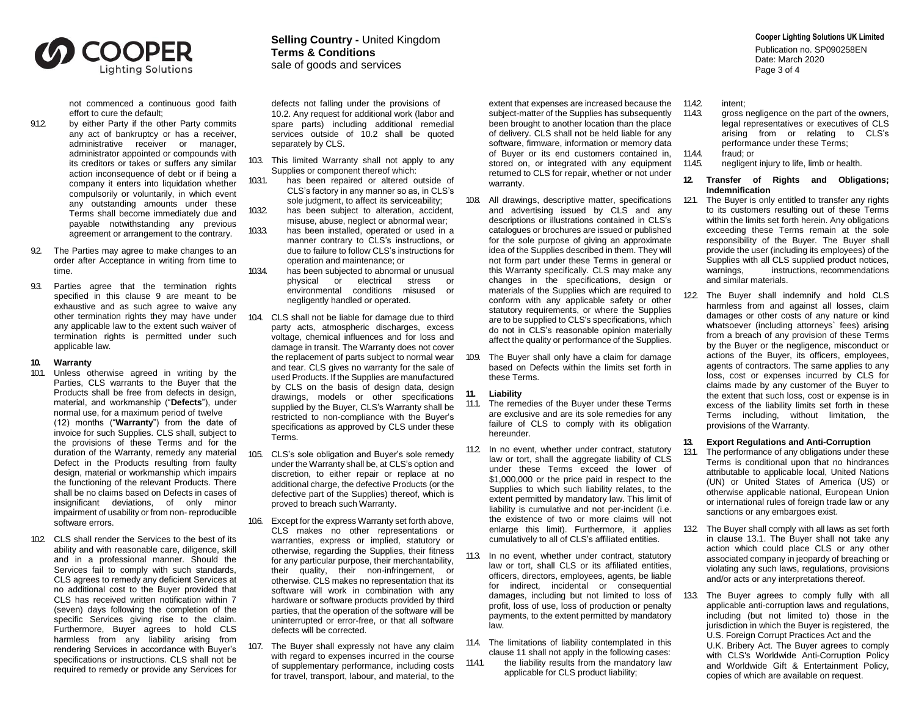not commenced a continuous good faith effort to cure the default;

9.1.2. by either Party if the other Party commits any act of bankruptcy or has a receiver, administrative receiver or manager, administrator appointed or compounds with its creditors or takes or suffers any similar action inconsequence of debt or if being a company it enters into liquidation whether compulsorily or voluntarily, in which event any outstanding amounts under these Terms shall become immediately due and payable notwithstanding any previous agreement or arrangement to the contrary.

9.2. The Parties may agree to make changes to an order after Acceptance in writing from time to time.

9.3. Parties agree that the termination rights specified in this clause 9 are meant to be exhaustive and as such agree to waive any other termination rights they may have under any applicable law to the extent such waiver of termination rights is permitted under such applicable law.

## 10. Warranty

10.1. Unless otherwise agreed in writing by the Parties, CLS warrants to the Buyer that the Products shall be free from defects in design, material, and workmanship ("**Defects**"), under normal use, for a maximum period of twelve (12) months ("**Warranty**") from the date of invoice for such Supplies. CLS shall, subject to the provisions of these Terms and for the duration of the Warranty, remedy any material Defect in the Products resulting from faulty design, material or workmanship which impairs the functioning of the relevant Products. There shall be no claims based on Defects in cases of insignificant deviations, of only minor impairment of usability or from non- reproducible software errors.

10.2. CLS shall render the Services to the best of its ability and with reasonable care, diligence, skill and in a professional manner. Should the Services fail to comply with such standards, CLS agrees to remedy any deficient Services at no additional cost to the Buyer provided that CLS has received written notification within 7 (seven) days following the completion of the specific Services giving rise to the claim. Furthermore, Buyer agrees to hold CLS harmless from any liability arising from rendering Services in accordance with Buyer's specifications or instructions. CLS shall not be required to remedy or provide any Services for defects not falling under the provisions of 10.2. Any request for additional work (labor and spare parts) including additional remedial services outside of 10.2 shall be quoted separately by CLS.

10.3. This limited Warranty shall not apply to any Supplies or component thereof which:

10.3.1. has been repaired or altered outside of CLS's factory in any manner so as, in CLS's sole judgment, to affect its serviceability;

10.3.2. has been subject to alteration, accident, misuse, abuse, neglect or abnormal wear;

10.3.3. has been installed, operated or used in a manner contrary to CLS's instructions, or due to failure to follow CLS's instructions for operation and maintenance; or

10.3.4. has been subjected to abnormal or unusual physical or electrical stress or environmental conditions misused or negligently handled or operated.

10.4. CLS shall not be liable for damage due to third party acts, atmospheric discharges, excess voltage, chemical influences and for loss and damage in transit. The Warranty does not cover the replacement of parts subject to normal wear and tear. CLS gives no warranty for the sale of used Products. If the Supplies are manufactured by CLS on the basis of design data, design drawings, models or other specifications supplied by the Buyer, CLS's Warranty shall be restricted to non-compliance with the Buyer's specifications as approved by CLS under these Terms.

10.5. CLS's sole obligation and Buyer's sole remedy under the Warranty shall be, at CLS's option and discretion, to either repair or replace at no additional charge, the defective Products (or the defective part of the Supplies) thereof, which is proved to breach such Warranty.

10.6. Except for the express Warranty set forth above, CLS makes no other representations or warranties, express or implied, statutory or otherwise, regarding the Supplies, their fitness for any particular purpose, their merchantability, their quality, their non-infringement, or otherwise. CLS makes no representation that its software will work in combination with any hardware or software products provided by third parties, that the operation of the software will be uninterrupted or error-free, or that all software defects will be corrected.

10.7. The Buyer shall expressly not have any claim with regard to expenses incurred in the course of supplementary performance, including costs for travel, transport, labour, and material, to the extent that expenses are increased because the subject-matter of the Supplies has subsequently been brought to another location than the place of delivery. CLS shall not be held liable for any software, firmware, information or memory data of Buyer or its end customers contained in, stored on, or integrated with any equipment returned to CLS for repair, whether or not under warranty.

10.8. All drawings, descriptive matter, specifications and advertising issued by CLS and any descriptions or illustrations contained in CLS's catalogues or brochures are issued or published for the sole purpose of giving an approximate idea of the Supplies described in them. They will not form part under these Terms in general or this Warranty specifically. CLS may make any changes in the specifications, design or materials of the Supplies which are required to conform with any applicable safety or other statutory requirements, or where the Supplies are to be supplied to CLS's specifications, which do not in CLS's reasonable opinion materially affect the quality or performance of the Supplies.

10.9. The Buyer shall only have a claim for damage based on Defects within the limits set forth in these Terms.

## 11. Liability

11.1. The remedies of the Buyer under these Terms are exclusive and are its sole remedies for any failure of CLS to comply with its obligation hereunder.

11.2. In no event, whether under contract, statutory law or tort, shall the aggregate liability of CLS under these Terms exceed the lower of $1,000,000 or the price paid in respect to the Supplies to which such liability relates, to the extent permitted by mandatory law. This limit of liability is cumulative and not per-incident (i.e. the existence of two or more claims will not enlarge this limit). Furthermore, it applies cumulatively to all of CLS's affiliated entities.

11.3. In no event, whether under contract, statutory law or tort, shall CLS or its affiliated entities, officers, directors, employees, agents, be liable for indirect, incidental or consequential damages, including but not limited to loss of profit, loss of use, loss of production or penalty payments, to the extent permitted by mandatory law.

11.4. The limitations of liability contemplated in this clause 11 shall not apply in the following cases:

11.4.1. the liability results from the mandatory law applicable for CLS product liability;

11.4.2. intent;

11.4.3. gross negligence on the part of the owners, legal representatives or executives of CLS arising from or relating to CLS's performance under these Terms;

11.4.4. fraud; or

11.4.5. negligent injury to life, limb or health.

## 12. Transfer of Rights and Obligations; Indemnification

12.1. The Buyer is only entitled to transfer any rights to its customers resulting out of these Terms within the limits set forth herein. Any obligations exceeding these Terms remain at the sole responsibility of the Buyer. The Buyer shall provide the user (including its employees) of the Supplies with all CLS supplied product notices, warnings, instructions, recommendations and similar materials.

12.2. The Buyer shall indemnify and hold CLS harmless from and against all losses, claim damages or other costs of any nature or kind whatsoever (including attorneys` fees) arising from a breach of any provision of these Terms by the Buyer or the negligence, misconduct or actions of the Buyer, its officers, employees, agents of contractors. The same applies to any loss, cost or expenses incurred by CLS for claims made by any customer of the Buyer to the extent that such loss, cost or expense is in excess of the liability limits set forth in these Terms including, without limitation, the provisions of the Warranty.

## 13. Export Regulations and Anti-Corruption

13.1. The performance of any obligations under these Terms is conditional upon that no hindrances attributable to applicable local, United Nations (UN) or United States of America (US) or otherwise applicable national, European Union or international rules of foreign trade law or any sanctions or any embargoes exist.

13.2. The Buyer shall comply with all laws as set forth in clause 13.1. The Buyer shall not take any action which could place CLS or any other associated company in jeopardy of breaching or violating any such laws, regulations, provisions and/or acts or any interpretations thereof.

13.3. The Buyer agrees to comply fully with all applicable anti-corruption laws and regulations, including (but not limited to) those in the jurisdiction in which the Buyer is registered, the U.S. Foreign Corrupt Practices Act and the U.K. Bribery Act. The Buyer agrees to comply with CLS's Worldwide Anti-Corruption Policy and Worldwide Gift & Entertainment Policy, copies of which are available on request.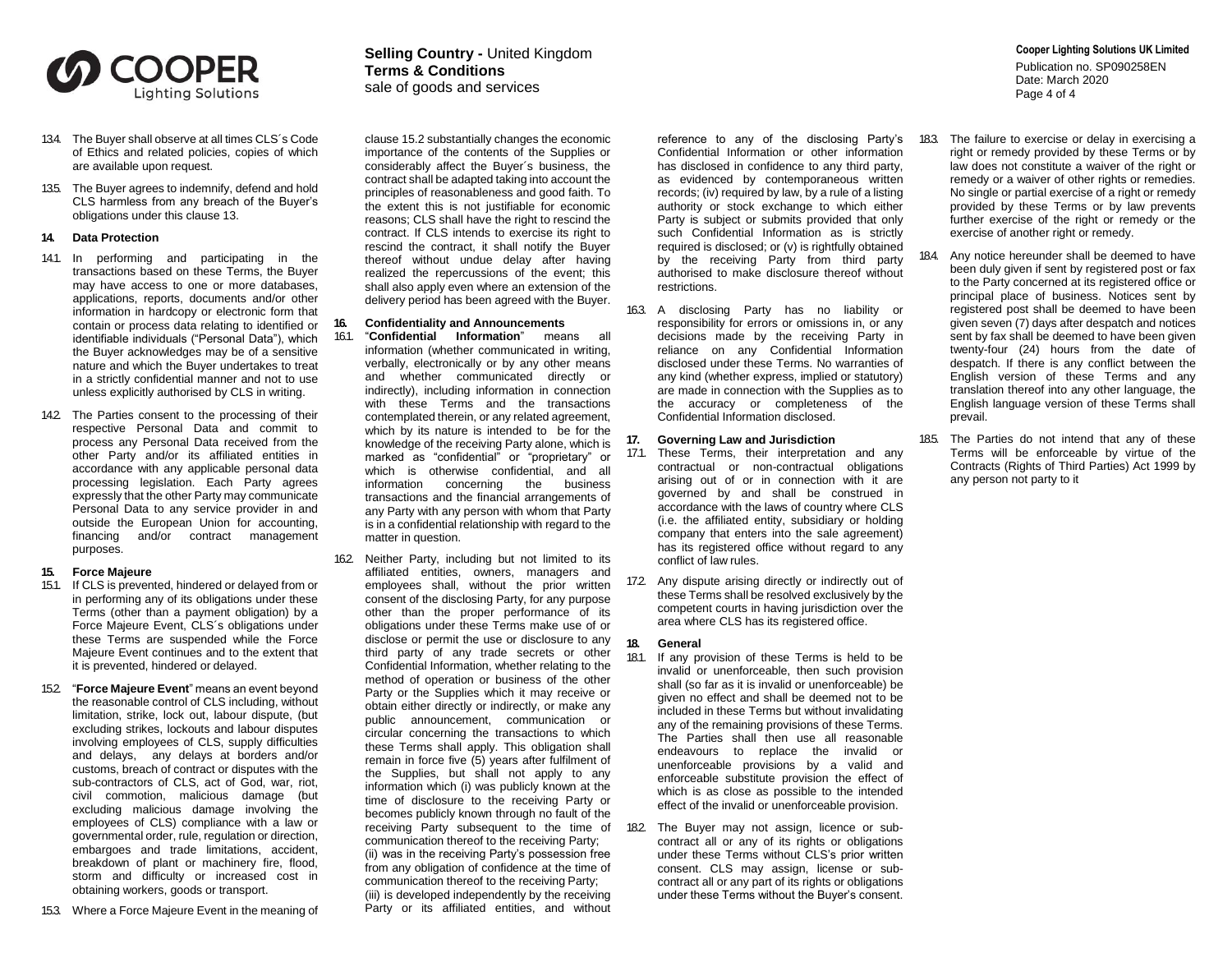13.4. The Buyer shall observe at all times CLS´s Code of Ethics and related policies, copies of which are available upon request.

13.5. The Buyer agrees to indemnify, defend and hold CLS harmless from any breach of the Buyer's obligations under this clause 13.

**14. Data Protection**

14.1. In performing and participating in the transactions based on these Terms, the Buyer may have access to one or more databases, applications, reports, documents and/or other information in hardcopy or electronic form that contain or process data relating to identified or identifiable individuals ("Personal Data"), which the Buyer acknowledges may be of a sensitive nature and which the Buyer undertakes to treat in a strictly confidential manner and not to use unless explicitly authorised by CLS in writing.

14.2. The Parties consent to the processing of their respective Personal Data and commit to process any Personal Data received from the other Party and/or its affiliated entities in accordance with any applicable personal data processing legislation. Each Party agrees expressly that the other Party may communicate Personal Data to any service provider in and outside the European Union for accounting, financing and/or contract management purposes.

**15. Force Majeure**

15.1. If CLS is prevented, hindered or delayed from or in performing any of its obligations under these Terms (other than a payment obligation) by a Force Majeure Event, CLS´s obligations under these Terms are suspended while the Force Majeure Event continues and to the extent that it is prevented, hindered or delayed.

15.2. "**Force Majeure Event**" means an event beyond the reasonable control of CLS including, without limitation, strike, lock out, labour dispute, (but excluding strikes, lockouts and labour disputes involving employees of CLS), supply difficulties and delays, any delays at borders and/or customs, breach of contract or disputes with the sub-contractors of CLS, act of God, war, riot, civil commotion, malicious damage (but excluding malicious damage involving the employees of CLS) compliance with a law or governmental order, rule, regulation or direction, embargoes and trade limitations, accident, breakdown of plant or machinery fire, flood, storm and difficulty or increased cost in obtaining workers, goods or transport.

15.3. Where a Force Majeure Event in the meaning of clause 15.2 substantially changes the economic importance of the contents of the Supplies or considerably affect the Buyer´s business, the contract shall be adapted taking into account the principles of reasonableness and good faith. To the extent this is not justifiable for economic reasons; CLS shall have the right to rescind the contract. If CLS intends to exercise its right to rescind the contract, it shall notify the Buyer thereof without undue delay after having realized the repercussions of the event; this shall also apply even where an extension of the delivery period has been agreed with the Buyer.

**16. Confidentiality and Announcements**

16.1. "**Confidential Information**" means all information (whether communicated in writing, verbally, electronically or by any other means and whether communicated directly or indirectly), including information in connection with these Terms and the transactions contemplated therein, or any related agreement, which by its nature is intended to be for the knowledge of the receiving Party alone, which is marked as "confidential" or "proprietary" or which is otherwise confidential, and all information concerning the business transactions and the financial arrangements of any Party with any person with whom that Party is in a confidential relationship with regard to the matter in question.

16.2. Neither Party, including but not limited to its affiliated entities, owners, managers and employees shall, without the prior written consent of the disclosing Party, for any purpose other than the proper performance of its obligations under these Terms make use of or disclose or permit the use or disclosure to any third party of any trade secrets or other Confidential Information, whether relating to the method of operation or business of the other Party or the Supplies which it may receive or obtain either directly or indirectly, or make any public announcement, communication or circular concerning the transactions to which these Terms shall apply. This obligation shall remain in force five (5) years after fulfilment of the Supplies, but shall not apply to any information which (i) was publicly known at the time of disclosure to the receiving Party or becomes publicly known through no fault of the receiving Party subsequent to the time of communication thereof to the receiving Party; (ii) was in the receiving Party's possession free from any obligation of confidence at the time of communication thereof to the receiving Party; (iii) is developed independently by the receiving Party or its affiliated entities, and without reference to any of the disclosing Party's Confidential Information or other information has disclosed in confidence to any third party, as evidenced by contemporaneous written records; (iv) required by law, by a rule of a listing authority or stock exchange to which either Party is subject or submits provided that only such Confidential Information as is strictly required is disclosed; or (v) is rightfully obtained by the receiving Party from third party authorised to make disclosure thereof without restrictions.

16.3. A disclosing Party has no liability or responsibility for errors or omissions in, or any decisions made by the receiving Party in reliance on any Confidential Information disclosed under these Terms. No warranties of any kind (whether express, implied or statutory) are made in connection with the Supplies as to the accuracy or completeness of the Confidential Information disclosed.

**17. Governing Law and Jurisdiction**

17.1. These Terms, their interpretation and any contractual or non-contractual obligations arising out of or in connection with it are governed by and shall be construed in accordance with the laws of country where CLS (i.e. the affiliated entity, subsidiary or holding company that enters into the sale agreement) has its registered office without regard to any conflict of law rules.

17.2. Any dispute arising directly or indirectly out of these Terms shall be resolved exclusively by the competent courts in having jurisdiction over the area where CLS has its registered office.

**18. General**

18.1. If any provision of these Terms is held to be invalid or unenforceable, then such provision shall (so far as it is invalid or unenforceable) be given no effect and shall be deemed not to be included in these Terms but without invalidating any of the remaining provisions of these Terms. The Parties shall then use all reasonable endeavours to replace the invalid or unenforceable provisions by a valid and enforceable substitute provision the effect of which is as close as possible to the intended effect of the invalid or unenforceable provision.

18.2. The Buyer may not assign, licence or sub-contract all or any of its rights or obligations under these Terms without CLS's prior written consent. CLS may assign, license or sub-contract all or any part of its rights or obligations under these Terms without the Buyer's consent.

18.3. The failure to exercise or delay in exercising a right or remedy provided by these Terms or by law does not constitute a waiver of the right or remedy or a waiver of other rights or remedies. No single or partial exercise of a right or remedy provided by these Terms or by law prevents further exercise of the right or remedy or the exercise of another right or remedy.

18.4. Any notice hereunder shall be deemed to have been duly given if sent by registered post or fax to the Party concerned at its registered office or principal place of business. Notices sent by registered post shall be deemed to have been given seven (7) days after despatch and notices sent by fax shall be deemed to have been given twenty-four (24) hours from the date of despatch. If there is any conflict between the English version of these Terms and any translation thereof into any other language, the English language version of these Terms shall prevail.

18.5. The Parties do not intend that any of these Terms will be enforceable by virtue of the Contracts (Rights of Third Parties) Act 1999 by any person not party to it